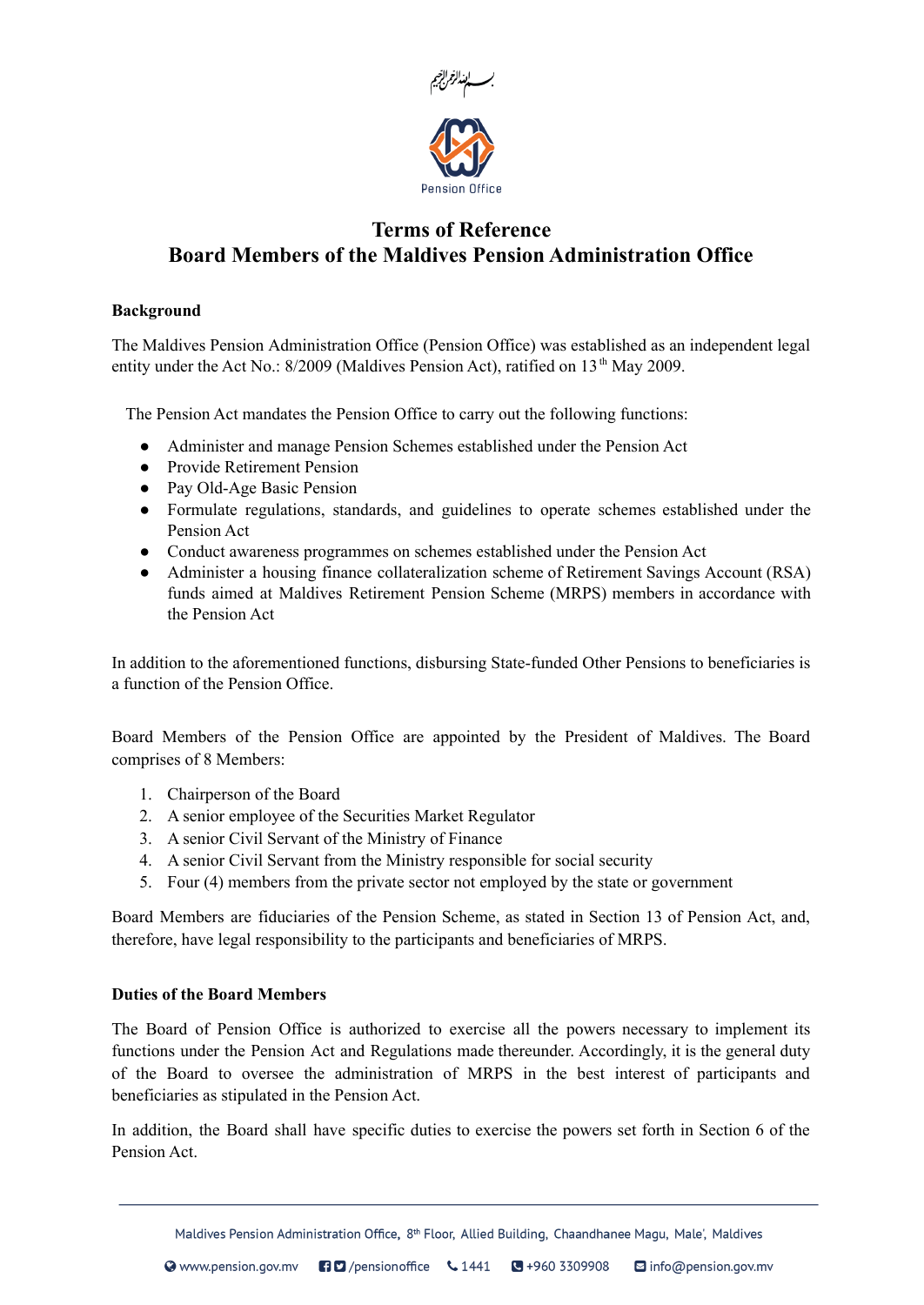بسم الله الرحمن الرحيم

Pension Office

# Terms of Reference
# Board Members of the Maldives Pension Administration Office

## Background

The Maldives Pension Administration Office (Pension Office) was established as an independent legal entity under the Act No.: 8/2009 (Maldives Pension Act), ratified on 13th May 2009.

The Pension Act mandates the Pension Office to carry out the following functions:

- Administer and manage Pension Schemes established under the Pension Act
- Provide Retirement Pension
- Pay Old-Age Basic Pension
- Formulate regulations, standards, and guidelines to operate schemes established under the Pension Act
- Conduct awareness programmes on schemes established under the Pension Act
- Administer a housing finance collateralization scheme of Retirement Savings Account (RSA) funds aimed at Maldives Retirement Pension Scheme (MRPS) members in accordance with the Pension Act

In addition to the aforementioned functions, disbursing State-funded Other Pensions to beneficiaries is a function of the Pension Office.

Board Members of the Pension Office are appointed by the President of Maldives. The Board comprises of 8 Members:

1. Chairperson of the Board
2. A senior employee of the Securities Market Regulator
3. A senior Civil Servant of the Ministry of Finance
4. A senior Civil Servant from the Ministry responsible for social security
5. Four (4) members from the private sector not employed by the state or government

Board Members are fiduciaries of the Pension Scheme, as stated in Section 13 of Pension Act, and, therefore, have legal responsibility to the participants and beneficiaries of MRPS.

## Duties of the Board Members

The Board of Pension Office is authorized to exercise all the powers necessary to implement its functions under the Pension Act and Regulations made thereunder. Accordingly, it is the general duty of the Board to oversee the administration of MRPS in the best interest of participants and beneficiaries as stipulated in the Pension Act.

In addition, the Board shall have specific duties to exercise the powers set forth in Section 6 of the Pension Act.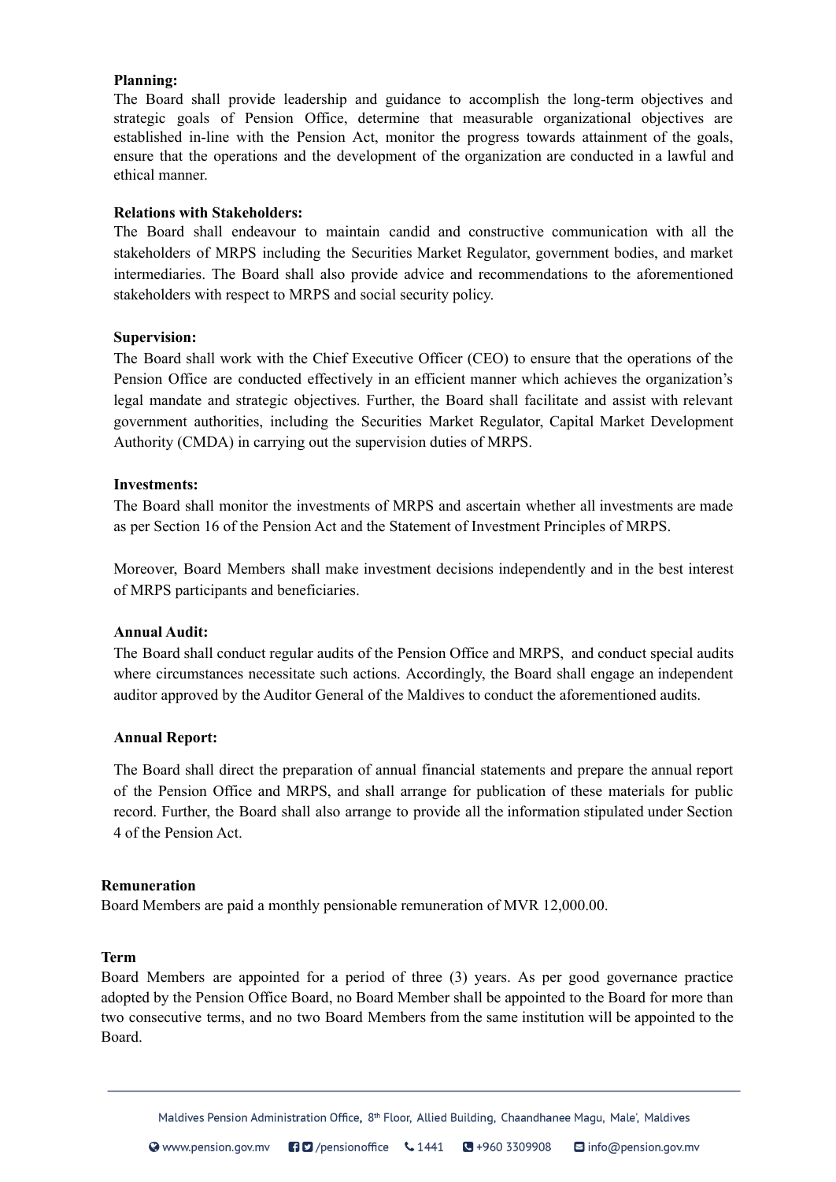**Planning:**

The Board shall provide leadership and guidance to accomplish the long-term objectives and strategic goals of Pension Office, determine that measurable organizational objectives are established in-line with the Pension Act, monitor the progress towards attainment of the goals, ensure that the operations and the development of the organization are conducted in a lawful and ethical manner.

**Relations with Stakeholders:**

The Board shall endeavour to maintain candid and constructive communication with all the stakeholders of MRPS including the Securities Market Regulator, government bodies, and market intermediaries. The Board shall also provide advice and recommendations to the aforementioned stakeholders with respect to MRPS and social security policy.

**Supervision:**

The Board shall work with the Chief Executive Officer (CEO) to ensure that the operations of the Pension Office are conducted effectively in an efficient manner which achieves the organization's legal mandate and strategic objectives. Further, the Board shall facilitate and assist with relevant government authorities, including the Securities Market Regulator, Capital Market Development Authority (CMDA) in carrying out the supervision duties of MRPS.

**Investments:**

The Board shall monitor the investments of MRPS and ascertain whether all investments are made as per Section 16 of the Pension Act and the Statement of Investment Principles of MRPS.

Moreover, Board Members shall make investment decisions independently and in the best interest of MRPS participants and beneficiaries.

**Annual Audit:**

The Board shall conduct regular audits of the Pension Office and MRPS, and conduct special audits where circumstances necessitate such actions. Accordingly, the Board shall engage an independent auditor approved by the Auditor General of the Maldives to conduct the aforementioned audits.

**Annual Report:**

The Board shall direct the preparation of annual financial statements and prepare the annual report of the Pension Office and MRPS, and shall arrange for publication of these materials for public record. Further, the Board shall also arrange to provide all the information stipulated under Section 4 of the Pension Act.

**Remuneration**

Board Members are paid a monthly pensionable remuneration of MVR 12,000.00.

**Term**

Board Members are appointed for a period of three (3) years. As per good governance practice adopted by the Pension Office Board, no Board Member shall be appointed to the Board for more than two consecutive terms, and no two Board Members from the same institution will be appointed to the Board.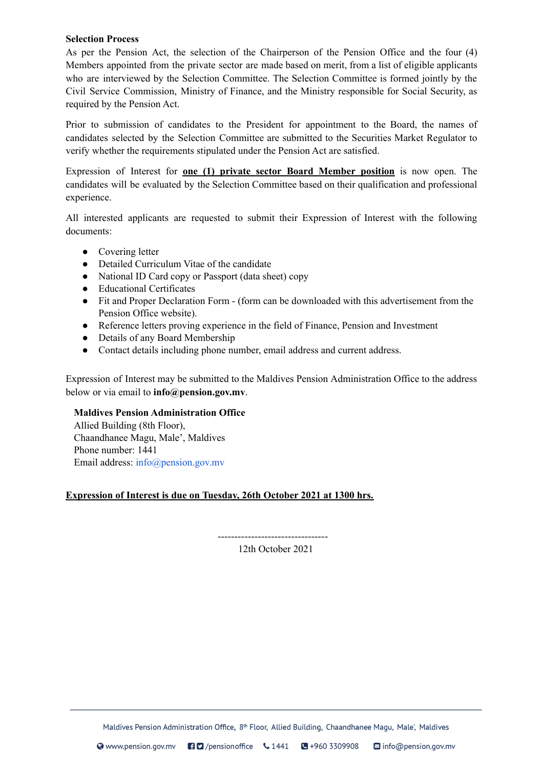**Selection Process**

As per the Pension Act, the selection of the Chairperson of the Pension Office and the four (4) Members appointed from the private sector are made based on merit, from a list of eligible applicants who are interviewed by the Selection Committee. The Selection Committee is formed jointly by the Civil Service Commission, Ministry of Finance, and the Ministry responsible for Social Security, as required by the Pension Act.

Prior to submission of candidates to the President for appointment to the Board, the names of candidates selected by the Selection Committee are submitted to the Securities Market Regulator to verify whether the requirements stipulated under the Pension Act are satisfied.

Expression of Interest for **one (1) private sector Board Member position** is now open. The candidates will be evaluated by the Selection Committee based on their qualification and professional experience.

All interested applicants are requested to submit their Expression of Interest with the following documents:

- Covering letter
- Detailed Curriculum Vitae of the candidate
- National ID Card copy or Passport (data sheet) copy
- Educational Certificates
- Fit and Proper Declaration Form - (form can be downloaded with this advertisement from the Pension Office website).
- Reference letters proving experience in the field of Finance, Pension and Investment
- Details of any Board Membership
- Contact details including phone number, email address and current address.

Expression of Interest may be submitted to the Maldives Pension Administration Office to the address below or via email to **info@pension.gov.mv**.

**Maldives Pension Administration Office**
Allied Building (8th Floor),
Chaandhanee Magu, Male', Maldives
Phone number: 1441
Email address: info@pension.gov.mv

**Expression of Interest is due on Tuesday, 26th October 2021 at 1300 hrs.**

---------------------------------
12th October 2021